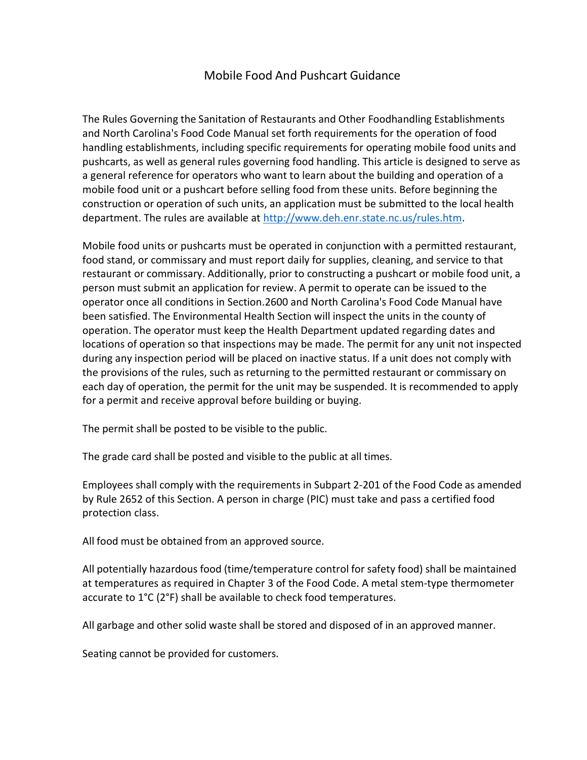# Mobile Food And Pushcart Guidance

The Rules Governing the Sanitation of Restaurants and Other Foodhandling Establishments and North Carolina's Food Code Manual set forth requirements for the operation of food handling establishments, including specific requirements for operating mobile food units and pushcarts, as well as general rules governing food handling. This article is designed to serve as a general reference for operators who want to learn about the building and operation of a mobile food unit or a pushcart before selling food from these units. Before beginning the construction or operation of such units, an application must be submitted to the local health department. The rules are available at [http://www.deh.enr.state.nc.us/rules.htm](http://www.deh.enr.state.nc.us/rules.htm).

Mobile food units or pushcarts must be operated in conjunction with a permitted restaurant, food stand, or commissary and must report daily for supplies, cleaning, and service to that restaurant or commissary. Additionally, prior to constructing a pushcart or mobile food unit, a person must submit an application for review. A permit to operate can be issued to the operator once all conditions in Section.2600 and North Carolina's Food Code Manual have been satisfied. The Environmental Health Section will inspect the units in the county of operation. The operator must keep the Health Department updated regarding dates and locations of operation so that inspections may be made. The permit for any unit not inspected during any inspection period will be placed on inactive status. If a unit does not comply with the provisions of the rules, such as returning to the permitted restaurant or commissary on each day of operation, the permit for the unit may be suspended. It is recommended to apply for a permit and receive approval before building or buying.

The permit shall be posted to be visible to the public.

The grade card shall be posted and visible to the public at all times.

Employees shall comply with the requirements in Subpart 2-201 of the Food Code as amended by Rule 2652 of this Section. A person in charge (PIC) must take and pass a certified food protection class.

All food must be obtained from an approved source.

All potentially hazardous food (time/temperature control for safety food) shall be maintained at temperatures as required in Chapter 3 of the Food Code. A metal stem-type thermometer accurate to 1°C (2°F) shall be available to check food temperatures.

All garbage and other solid waste shall be stored and disposed of in an approved manner.

Seating cannot be provided for customers.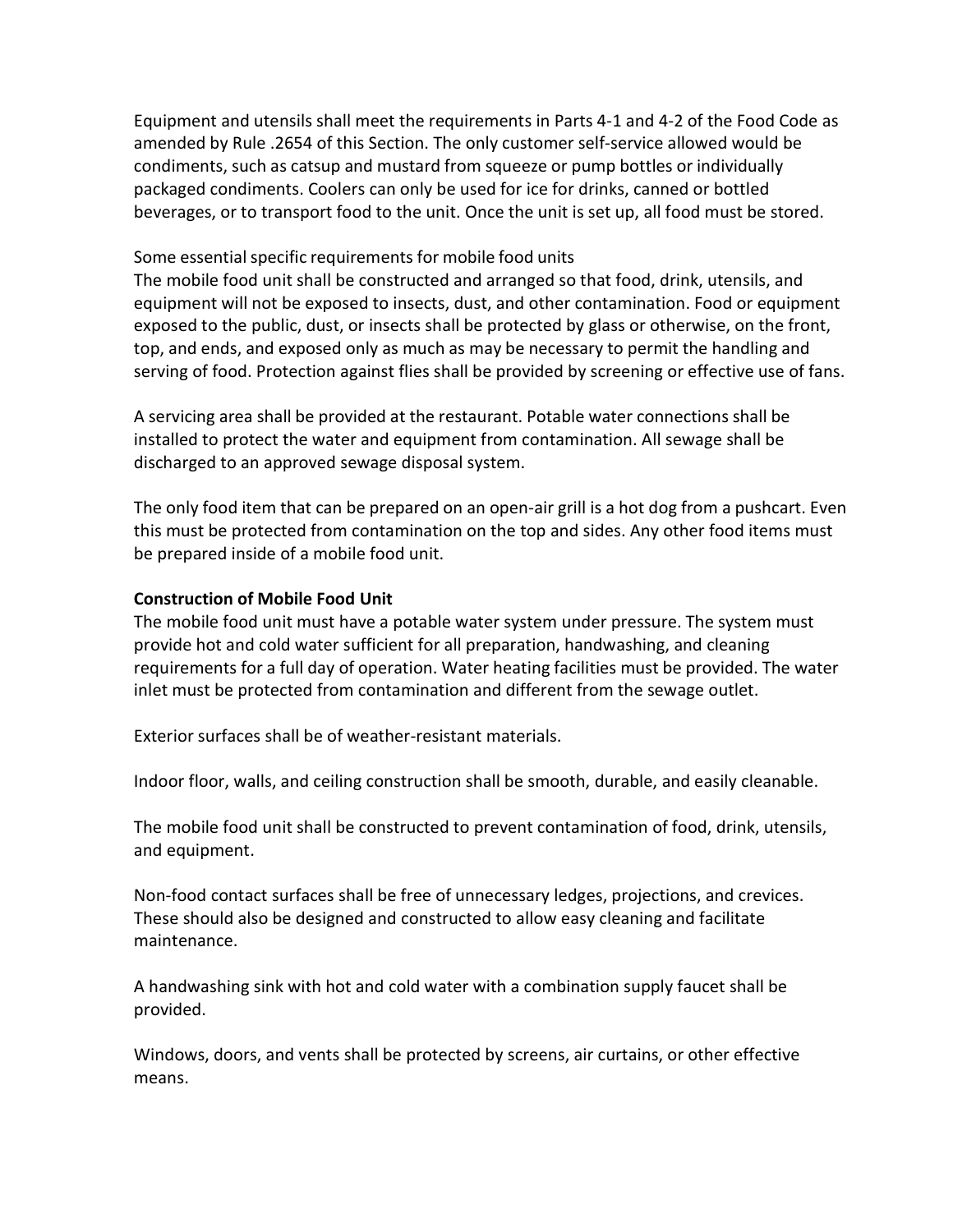Equipment and utensils shall meet the requirements in Parts 4-1 and 4-2 of the Food Code as amended by Rule .2654 of this Section. The only customer self-service allowed would be condiments, such as catsup and mustard from squeeze or pump bottles or individually packaged condiments. Coolers can only be used for ice for drinks, canned or bottled beverages, or to transport food to the unit. Once the unit is set up, all food must be stored.

Some essential specific requirements for mobile food units
The mobile food unit shall be constructed and arranged so that food, drink, utensils, and equipment will not be exposed to insects, dust, and other contamination. Food or equipment exposed to the public, dust, or insects shall be protected by glass or otherwise, on the front, top, and ends, and exposed only as much as may be necessary to permit the handling and serving of food. Protection against flies shall be provided by screening or effective use of fans.

A servicing area shall be provided at the restaurant. Potable water connections shall be installed to protect the water and equipment from contamination. All sewage shall be discharged to an approved sewage disposal system.

The only food item that can be prepared on an open-air grill is a hot dog from a pushcart. Even this must be protected from contamination on the top and sides. Any other food items must be prepared inside of a mobile food unit.

**Construction of Mobile Food Unit**
The mobile food unit must have a potable water system under pressure. The system must provide hot and cold water sufficient for all preparation, handwashing, and cleaning requirements for a full day of operation. Water heating facilities must be provided. The water inlet must be protected from contamination and different from the sewage outlet.

Exterior surfaces shall be of weather-resistant materials.

Indoor floor, walls, and ceiling construction shall be smooth, durable, and easily cleanable.

The mobile food unit shall be constructed to prevent contamination of food, drink, utensils, and equipment.

Non-food contact surfaces shall be free of unnecessary ledges, projections, and crevices. These should also be designed and constructed to allow easy cleaning and facilitate maintenance.

A handwashing sink with hot and cold water with a combination supply faucet shall be provided.

Windows, doors, and vents shall be protected by screens, air curtains, or other effective means.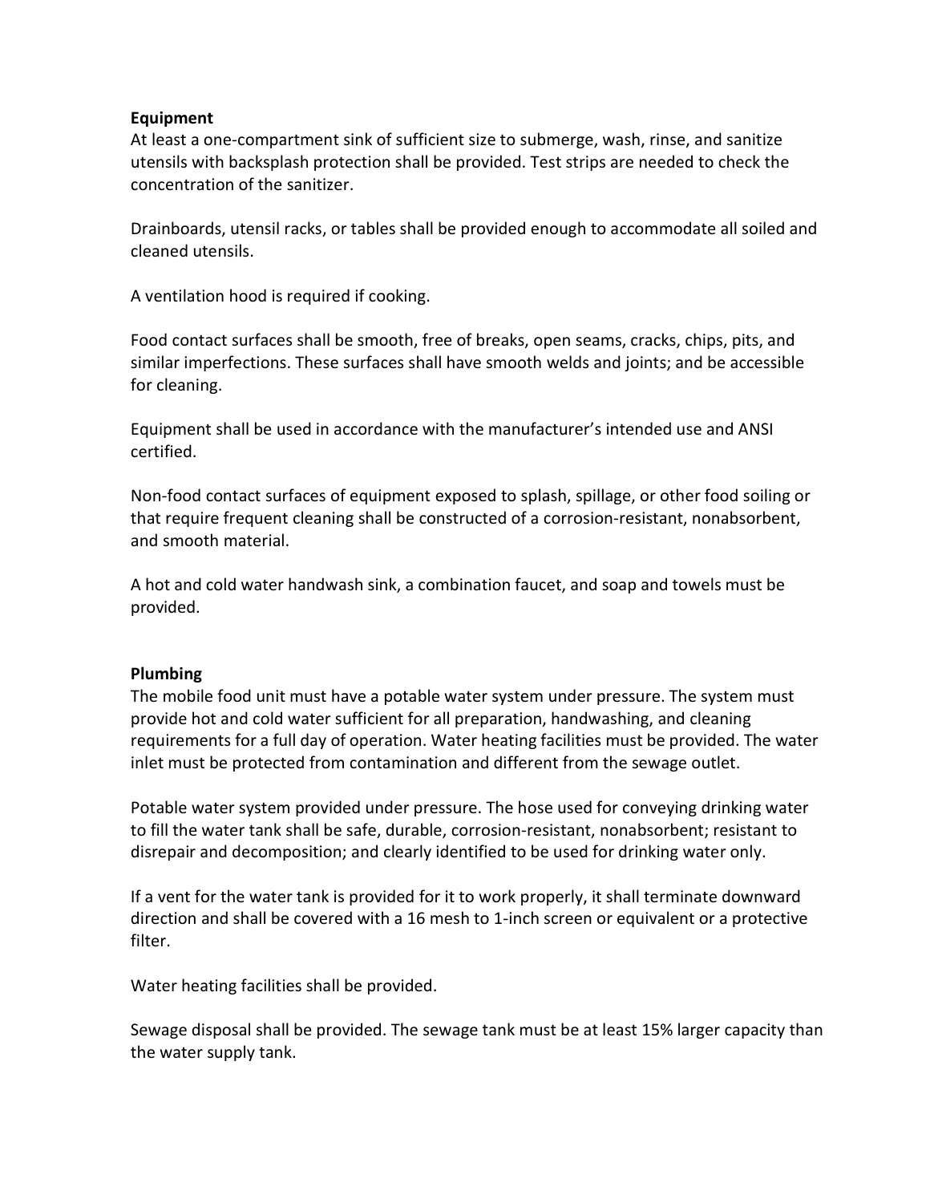**Equipment**

At least a one-compartment sink of sufficient size to submerge, wash, rinse, and sanitize utensils with backsplash protection shall be provided. Test strips are needed to check the concentration of the sanitizer.

Drainboards, utensil racks, or tables shall be provided enough to accommodate all soiled and cleaned utensils.

A ventilation hood is required if cooking.

Food contact surfaces shall be smooth, free of breaks, open seams, cracks, chips, pits, and similar imperfections. These surfaces shall have smooth welds and joints; and be accessible for cleaning.

Equipment shall be used in accordance with the manufacturer's intended use and ANSI certified.

Non-food contact surfaces of equipment exposed to splash, spillage, or other food soiling or that require frequent cleaning shall be constructed of a corrosion-resistant, nonabsorbent, and smooth material.

A hot and cold water handwash sink, a combination faucet, and soap and towels must be provided.

**Plumbing**

The mobile food unit must have a potable water system under pressure. The system must provide hot and cold water sufficient for all preparation, handwashing, and cleaning requirements for a full day of operation. Water heating facilities must be provided. The water inlet must be protected from contamination and different from the sewage outlet.

Potable water system provided under pressure. The hose used for conveying drinking water to fill the water tank shall be safe, durable, corrosion-resistant, nonabsorbent; resistant to disrepair and decomposition; and clearly identified to be used for drinking water only.

If a vent for the water tank is provided for it to work properly, it shall terminate downward direction and shall be covered with a 16 mesh to 1-inch screen or equivalent or a protective filter.

Water heating facilities shall be provided.

Sewage disposal shall be provided. The sewage tank must be at least 15% larger capacity than the water supply tank.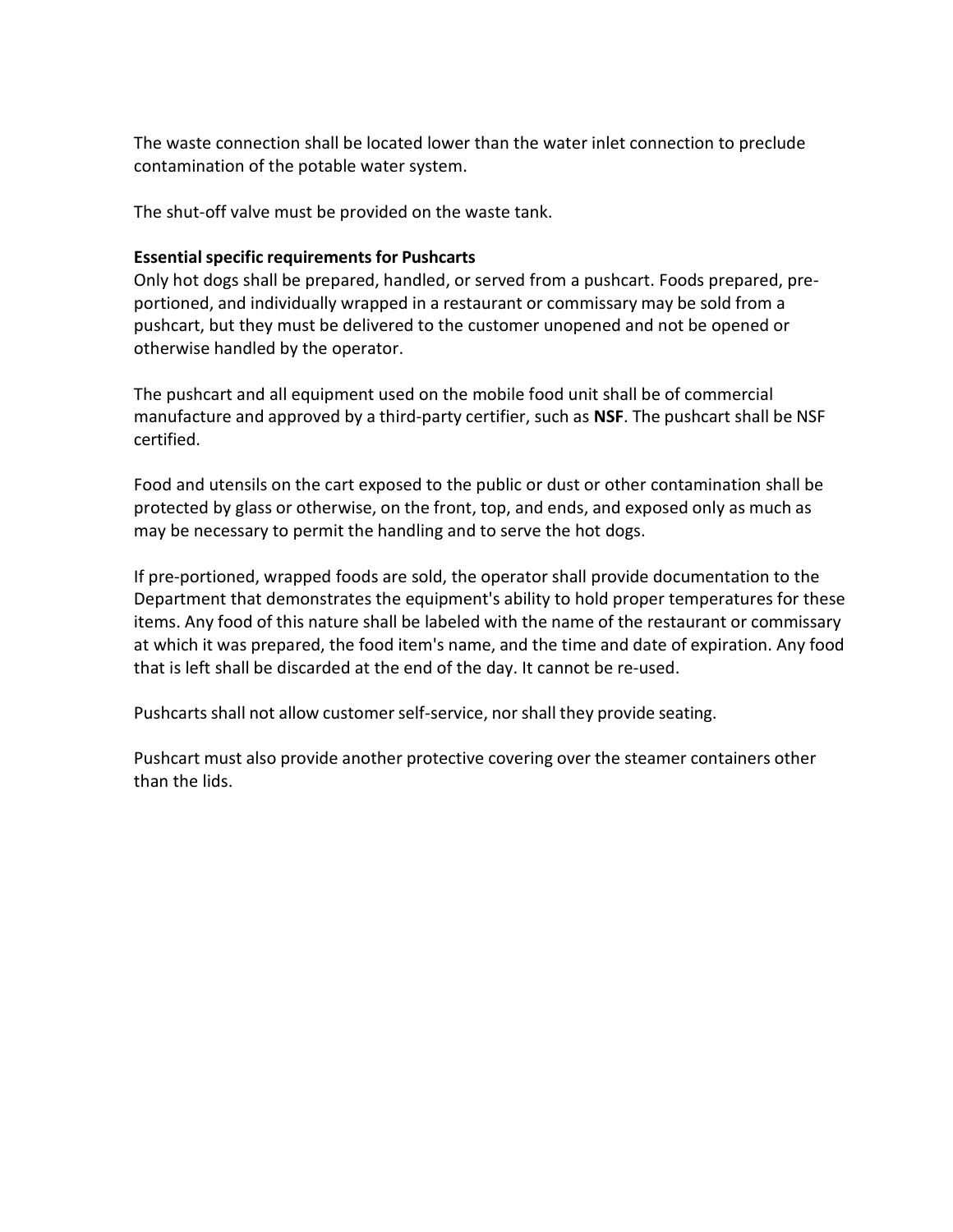The waste connection shall be located lower than the water inlet connection to preclude contamination of the potable water system.

The shut-off valve must be provided on the waste tank.

**Essential specific requirements for Pushcarts**

Only hot dogs shall be prepared, handled, or served from a pushcart. Foods prepared, pre-portioned, and individually wrapped in a restaurant or commissary may be sold from a pushcart, but they must be delivered to the customer unopened and not be opened or otherwise handled by the operator.

The pushcart and all equipment used on the mobile food unit shall be of commercial manufacture and approved by a third-party certifier, such as **NSF**. The pushcart shall be NSF certified.

Food and utensils on the cart exposed to the public or dust or other contamination shall be protected by glass or otherwise, on the front, top, and ends, and exposed only as much as may be necessary to permit the handling and to serve the hot dogs.

If pre-portioned, wrapped foods are sold, the operator shall provide documentation to the Department that demonstrates the equipment's ability to hold proper temperatures for these items. Any food of this nature shall be labeled with the name of the restaurant or commissary at which it was prepared, the food item's name, and the time and date of expiration. Any food that is left shall be discarded at the end of the day. It cannot be re-used.

Pushcarts shall not allow customer self-service, nor shall they provide seating.

Pushcart must also provide another protective covering over the steamer containers other than the lids.